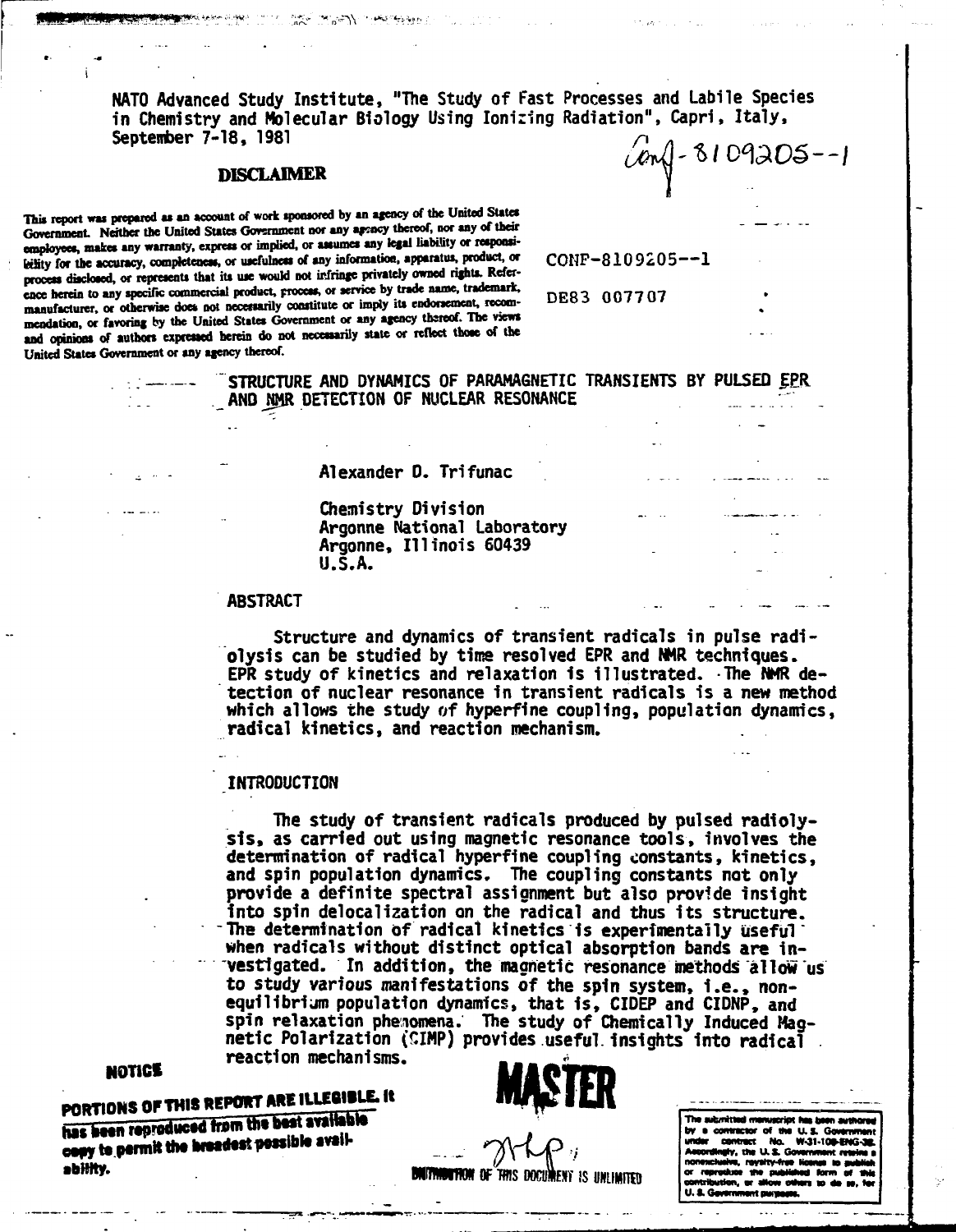NATO Advanced Study Institute, "The Study of Fast Processes and Labile Species in Chemistry and Molecular Biology Using Ionizing Radiation", Capri, Italy, September 7-18, 1981

Conf-8109205--1

**DISCLAIMER**

This report was prepared as an account of work sponsored by an agency of the United States Government. Neither the United States Government nor any agency thereof, nor any of their employees, makes any warranty, express or implied, or assumes any legal liability or responsibility for the accuracy, completeness, or usefulness of any information, apparatus, product, or process disclosed, or represents that its use would not infringe privately owned rights. Reference herein to any specific commercial product, process, or service by trade name, trademark, manufacturer, or otherwise does not necessarily constitute or imply its endorsement, recommendation, or favoring by the United States Government or any agency thereof. The views and opinions of authors expressed herein do not necessarily state or reflect those of the United States Government or any agency thereof.

CONF-8109205--1

DE83 007707

# STRUCTURE AND DYNAMICS OF PARAMAGNETIC TRANSIENTS BY PULSED EPR AND NMR DETECTION OF NUCLEAR RESONANCE

Alexander D. Trifunac

Chemistry Division
Argonne National Laboratory
Argonne, Illinois 60439
U.S.A.

## ABSTRACT

Structure and dynamics of transient radicals in pulse radiolysis can be studied by time resolved EPR and NMR techniques. EPR study of kinetics and relaxation is illustrated. The NMR detection of nuclear resonance in transient radicals is a new method which allows the study of hyperfine coupling, population dynamics, radical kinetics, and reaction mechanism.

## INTRODUCTION

The study of transient radicals produced by pulsed radiolysis, as carried out using magnetic resonance tools, involves the determination of radical hyperfine coupling constants, kinetics, and spin population dynamics. The coupling constants not only provide a definite spectral assignment but also provide insight into spin delocalization on the radical and thus its structure. The determination of radical kinetics is experimentally useful when radicals without distinct optical absorption bands are investigated. In addition, the magnetic resonance methods allow us to study various manifestations of the spin system, i.e., nonequilibrium population dynamics, that is, CIDEP and CIDNP, and spin relaxation phenomena. The study of Chemically Induced Magnetic Polarization (CIMP) provides useful insights into radical reaction mechanisms.

**NOTICE**

**PORTIONS OF THIS REPORT ARE ILLEGIBLE. It has been reproduced from the best available copy to permit the broadest possible availability.**

**MASTER**

DISTRIBUTION OF THIS DOCUMENT IS UNLIMITED

The submitted manuscript has been authored by a contractor of the U. S. Government under contract No. W-31-109-ENG-38. Accordingly, the U. S. Government retains a nonexclusive, royalty-free license to publish or reproduce the published form of this contribution, or allow others to do so, for U. S. Government purposes.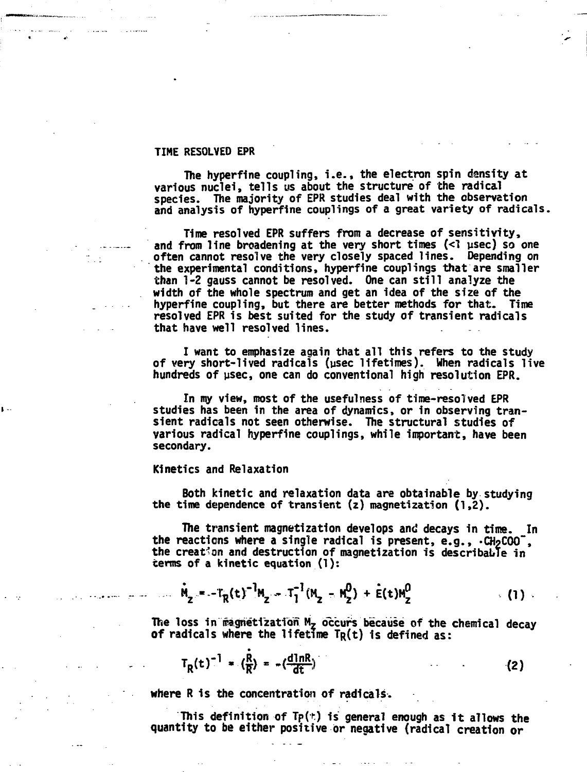## TIME RESOLVED EPR

The hyperfine coupling, i.e., the electron spin density at various nuclei, tells us about the structure of the radical species. The majority of EPR studies deal with the observation and analysis of hyperfine couplings of a great variety of radicals.

Time resolved EPR suffers from a decrease of sensitivity, and from line broadening at the very short times (<1 μsec) so one often cannot resolve the very closely spaced lines. Depending on the experimental conditions, hyperfine couplings that are smaller than 1-2 gauss cannot be resolved. One can still analyze the width of the whole spectrum and get an idea of the size of the hyperfine coupling, but there are better methods for that. Time resolved EPR is best suited for the study of transient radicals that have well resolved lines.

I want to emphasize again that all this refers to the study of very short-lived radicals (μsec lifetimes). When radicals live hundreds of μsec, one can do conventional high resolution EPR.

In my view, most of the usefulness of time-resolved EPR studies has been in the area of dynamics, or in observing transient radicals not seen otherwise. The structural studies of various radical hyperfine couplings, while important, have been secondary.

### Kinetics and Relaxation

Both kinetic and relaxation data are obtainable by studying the time dependence of transient (z) magnetization (1,2).

The transient magnetization develops and decays in time. In the reactions where a single radical is present, e.g., $\cdot CH_2COO^-$, the creation and destruction of magnetization is describable in terms of a kinetic equation (1):

$$\dot{M}_z = -T_R(t)^{-1}M_z - T_1^{-1}(M_z - M_z^0) + \dot{E}(t)M_z^0 \tag{1}$$

The loss in magnetization $M_z$ occurs because of the chemical decay of radicals where the lifetime $T_R(t)$ is defined as:

$$T_R(t)^{-1} = (\frac{\dot{R}}{R}) = -(\frac{d\ln R}{dt}) \tag{2}$$

where R is the concentration of radicals.

This definition of $T_R(t)$ is general enough as it allows the quantity to be either positive or negative (radical creation or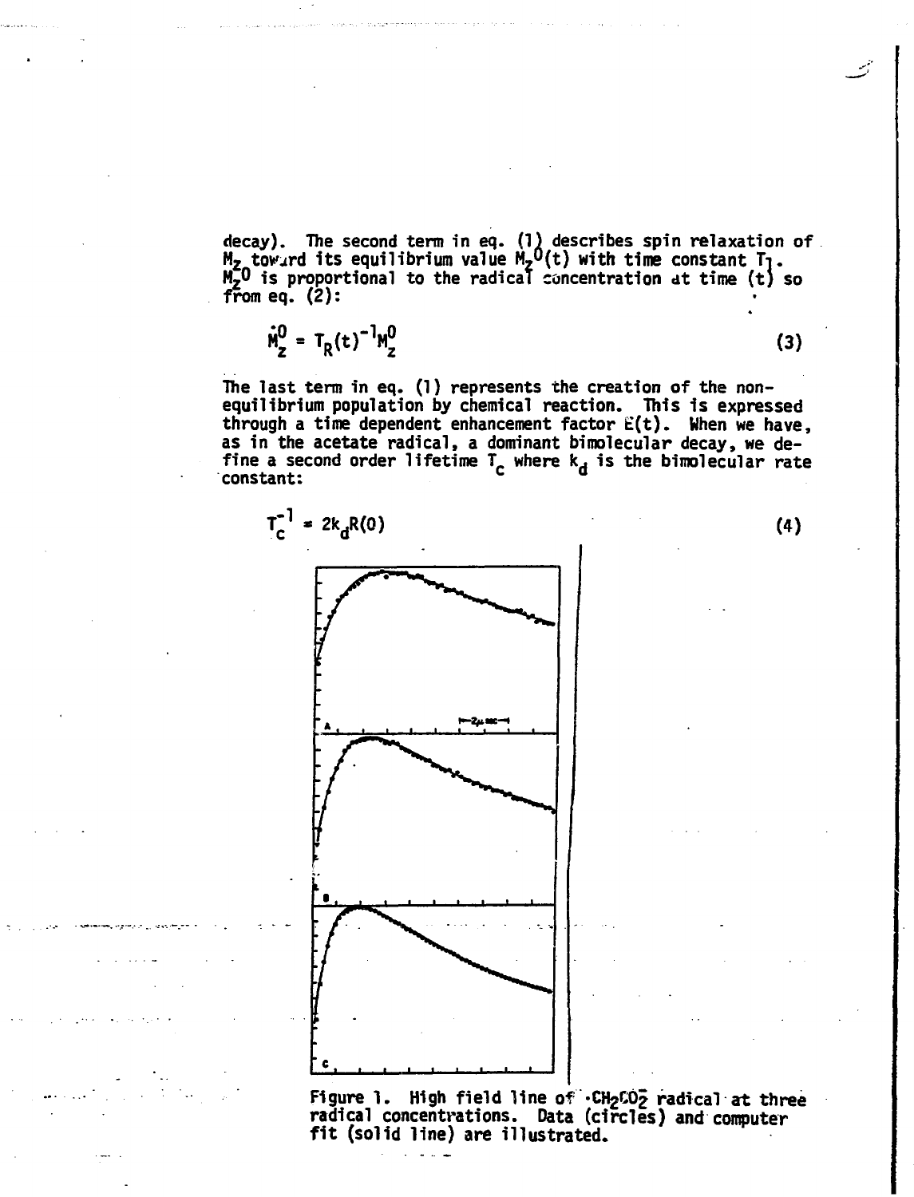decay). The second term in eq. (1) describes spin relaxation of $M_z$ toward its equilibrium value $M_z^0(t)$ with time constant $T_1$. $M_z^0$ is proportional to the radical concentration at time (t) so from eq. (2):

$$\dot{M}_z^0 = T_R(t)^{-1} M_z^0 \tag{3}$$

The last term in eq. (1) represents the creation of the non-equilibrium population by chemical reaction. This is expressed through a time dependent enhancement factor $E(t)$. When we have, as in the acetate radical, a dominant bimolecular decay, we define a second order lifetime $T_c$ where $k_d$ is the bimolecular rate constant:

$$T_c^{-1} = 2k_d R(0) \tag{4}$$

Figure 1. High field line of $\cdot CH_2CO_2^-$ radical at three radical concentrations. Data (circles) and computer fit (solid line) are illustrated.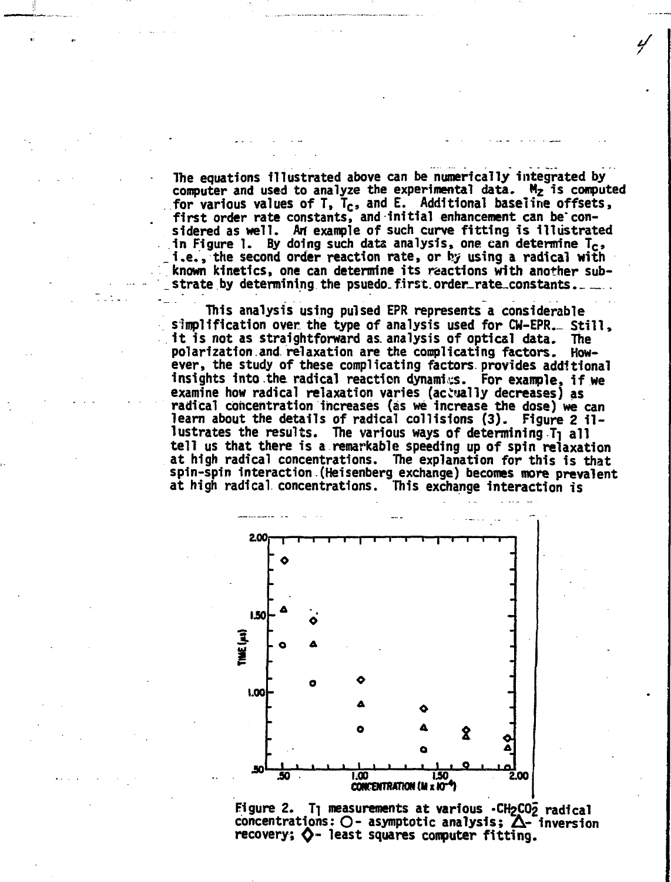The equations illustrated above can be numerically integrated by computer and used to analyze the experimental data. $M_z$ is computed for various values of T, $T_c$, and E. Additional baseline offsets, first order rate constants, and initial enhancement can be considered as well. An example of such curve fitting is illustrated in Figure 1. By doing such data analysis, one can determine $T_c$, i.e., the second order reaction rate, or by using a radical with known kinetics, one can determine its reactions with another substrate by determining the psuedo first order rate constants.

This analysis using pulsed EPR represents a considerable simplification over the type of analysis used for CW-EPR. Still, it is not as straightforward as analysis of optical data. The polarization and relaxation are the complicating factors. However, the study of these complicating factors provides additional insights into the radical reaction dynamics. For example, if we examine how radical relaxation varies (actually decreases) as radical concentration increases (as we increase the dose) we can learn about the details of radical collisions (3). Figure 2 illustrates the results. The various ways of determining $T_1$ all tell us that there is a remarkable speeding up of spin relaxation at high radical concentrations. The explanation for this is that spin-spin interaction (Heisenberg exchange) becomes more prevalent at high radical concentrations. This exchange interaction is

Figure 2. $T_1$ measurements at various $\cdot CH_2CO_2^-$ radical concentrations: ○- asymptotic analysis; △- inversion recovery; ◇- least squares computer fitting.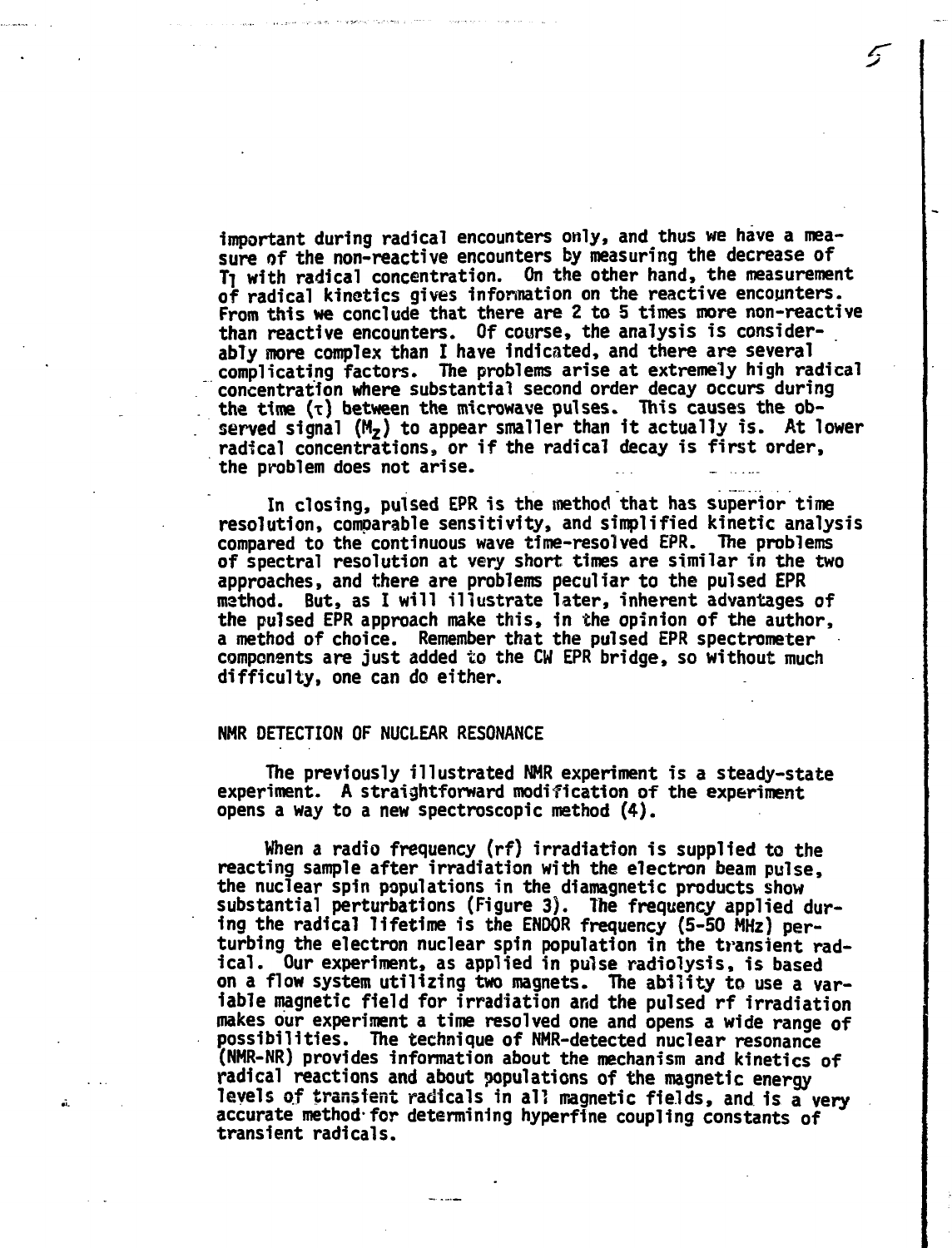important during radical encounters only, and thus we have a measure of the non-reactive encounters by measuring the decrease of $T_1$ with radical concentration. On the other hand, the measurement of radical kinetics gives information on the reactive encounters. From this we conclude that there are 2 to 5 times more non-reactive than reactive encounters. Of course, the analysis is considerably more complex than I have indicated, and there are several complicating factors. The problems arise at extremely high radical concentration where substantial second order decay occurs during the time ($\tau$) between the microwave pulses. This causes the observed signal ($M_z$) to appear smaller than it actually is. At lower radical concentrations, or if the radical decay is first order, the problem does not arise.

In closing, pulsed EPR is the method that has superior time resolution, comparable sensitivity, and simplified kinetic analysis compared to the continuous wave time-resolved EPR. The problems of spectral resolution at very short times are similar in the two approaches, and there are problems peculiar to the pulsed EPR method. But, as I will illustrate later, inherent advantages of the pulsed EPR approach make this, in the opinion of the author, a method of choice. Remember that the pulsed EPR spectrometer components are just added to the CW EPR bridge, so without much difficulty, one can do either.

## NMR DETECTION OF NUCLEAR RESONANCE

The previously illustrated NMR experiment is a steady-state experiment. A straightforward modification of the experiment opens a way to a new spectroscopic method (4).

When a radio frequency (rf) irradiation is supplied to the reacting sample after irradiation with the electron beam pulse, the nuclear spin populations in the diamagnetic products show substantial perturbations (Figure 3). The frequency applied during the radical lifetime is the ENDOR frequency (5-50 MHz) perturbing the electron nuclear spin population in the transient radical. Our experiment, as applied in pulse radiolysis, is based on a flow system utilizing two magnets. The ability to use a variable magnetic field for irradiation and the pulsed rf irradiation makes our experiment a time resolved one and opens a wide range of possibilities. The technique of NMR-detected nuclear resonance (NMR-NR) provides information about the mechanism and kinetics of radical reactions and about populations of the magnetic energy levels of transient radicals in all magnetic fields, and is a very accurate method for determining hyperfine coupling constants of transient radicals.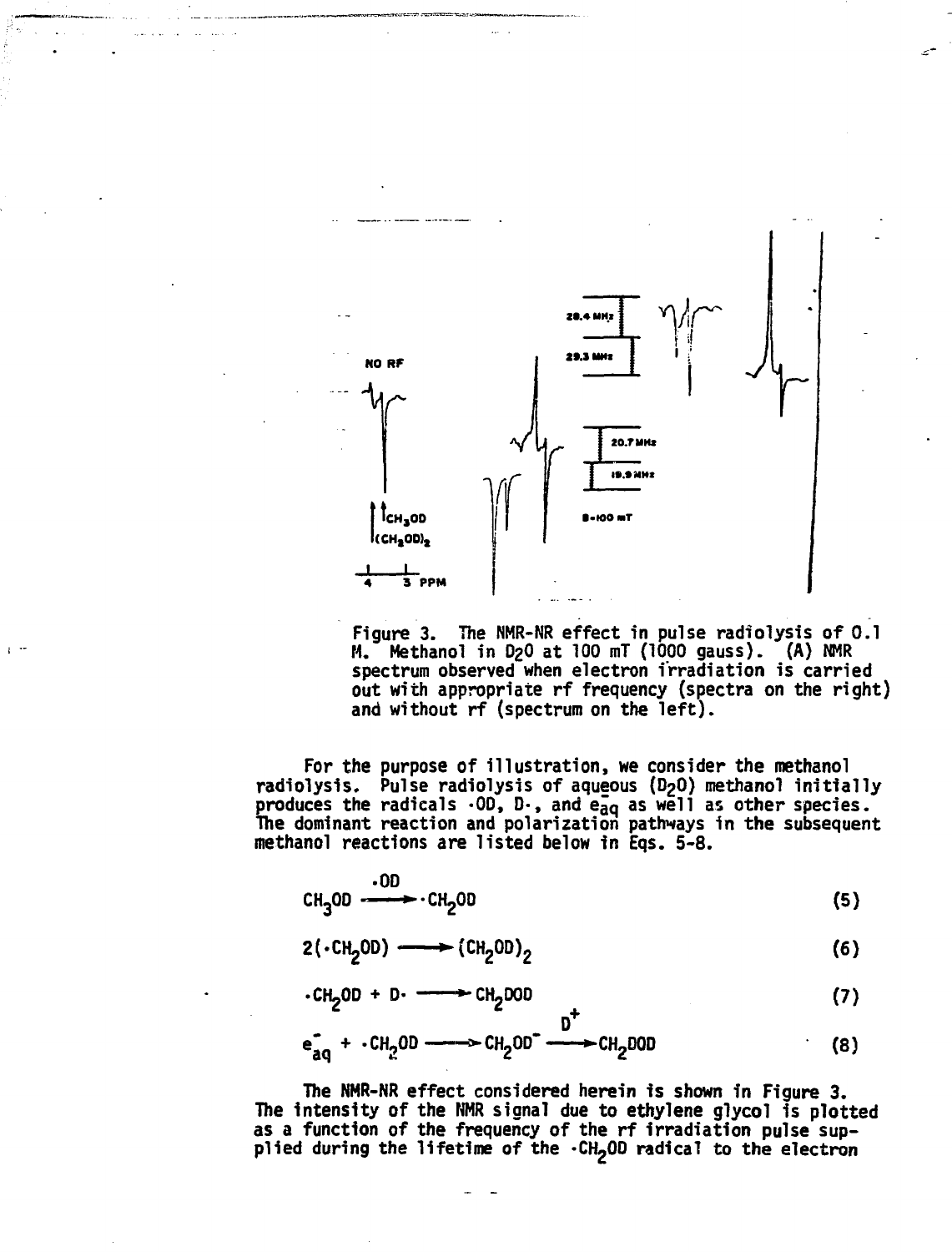Figure 3. The NMR-NR effect in pulse radiolysis of 0.1 M. Methanol in $D_2O$ at 100 mT (1000 gauss). (A) NMR spectrum observed when electron irradiation is carried out with appropriate rf frequency (spectra on the right) and without rf (spectrum on the left).

For the purpose of illustration, we consider the methanol radiolysis. Pulse radiolysis of aqueous ($D_2O$) methanol initially produces the radicals $\cdot OD$, $D\cdot$, and $e^-_{aq}$ as well as other species. The dominant reaction and polarization pathways in the subsequent methanol reactions are listed below in Eqs. 5-8.

$$CH_3OD \xrightarrow{\cdot OD} \cdot CH_2OD \tag{5}$$

$$2(\cdot CH_2OD) \longrightarrow (CH_2OD)_2 \tag{6}$$

$$\cdot CH_2OD + D\cdot \longrightarrow CH_2DOD \tag{7}$$

$$e^-_{aq} + \cdot CH_2OD \longrightarrow CH_2OD^- \xrightarrow{D^+} CH_2DOD \tag{8}$$

The NMR-NR effect considered herein is shown in Figure 3. The intensity of the NMR signal due to ethylene glycol is plotted as a function of the frequency of the rf irradiation pulse supplied during the lifetime of the $\cdot CH_2OD$ radical to the electron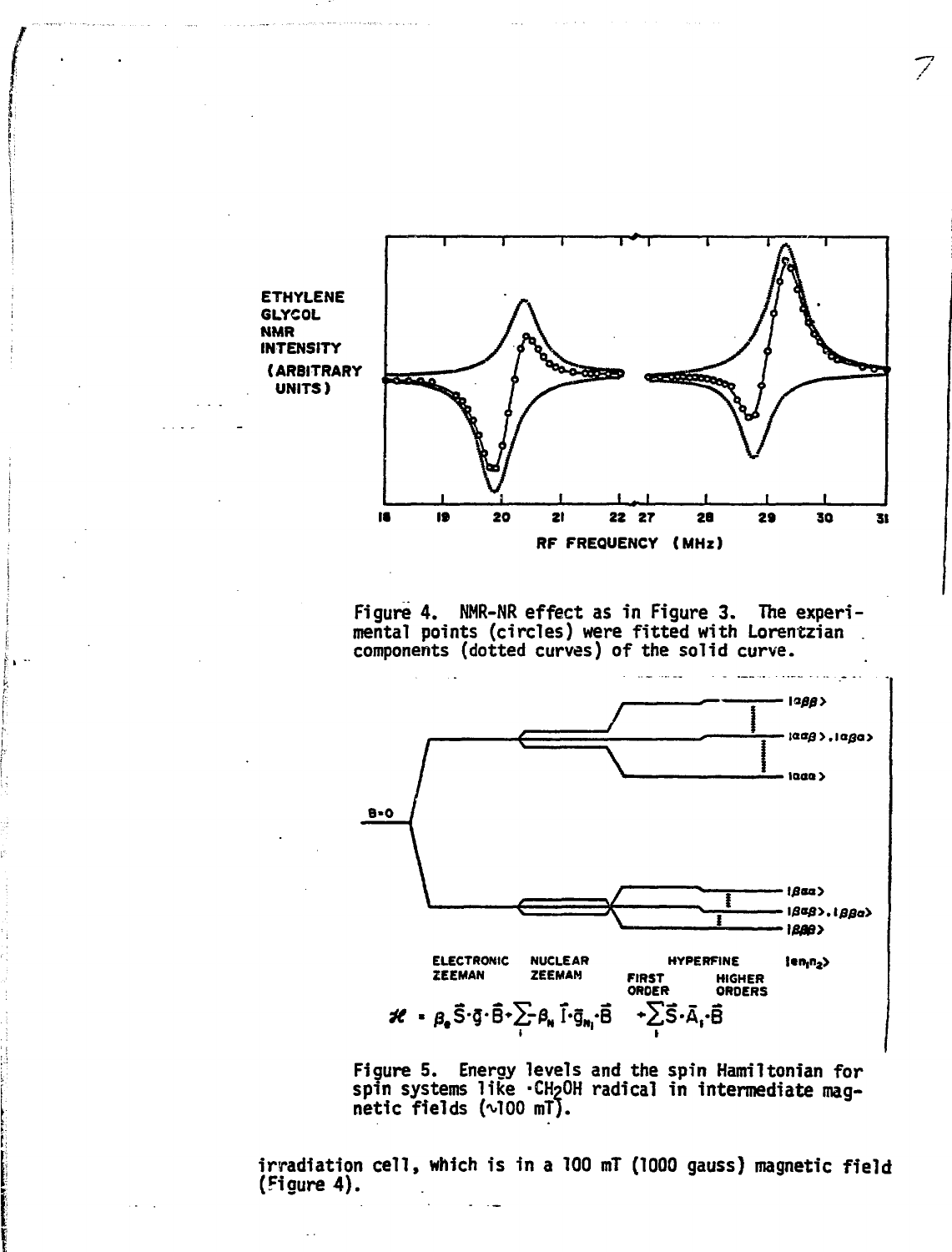Figure 4. NMR-NR effect as in Figure 3. The experimental points (circles) were fitted with Lorentzian components (dotted curves) of the solid curve.

Figure 5. Energy levels and the spin Hamiltonian for spin systems like $\cdot CH_2OH$ radical in intermediate magnetic fields (~100 mT).

irradiation cell, which is in a 100 mT (1000 gauss) magnetic field (Figure 4).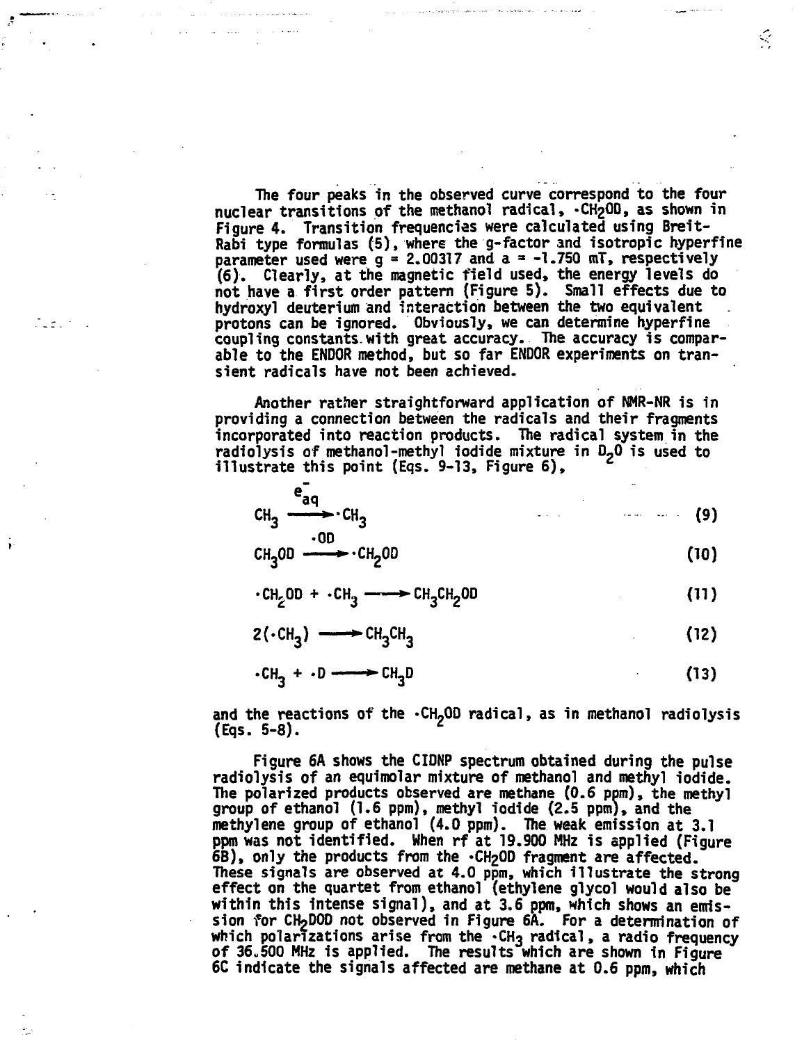The four peaks in the observed curve correspond to the four nuclear transitions of the methanol radical, $\cdot CH_2OD$, as shown in Figure 4. Transition frequencies were calculated using Breit-Rabi type formulas (5), where the g-factor and isotropic hyperfine parameter used were g = 2.00317 and a = -1.750 mT, respectively (6). Clearly, at the magnetic field used, the energy levels do not have a first order pattern (Figure 5). Small effects due to hydroxyl deuterium and interaction between the two equivalent protons can be ignored. Obviously, we can determine hyperfine coupling constants with great accuracy. The accuracy is comparable to the ENDOR method, but so far ENDOR experiments on transient radicals have not been achieved.

Another rather straightforward application of NMR-NR is in providing a connection between the radicals and their fragments incorporated into reaction products. The radical system in the radiolysis of methanol-methyl iodide mixture in $D_2O$ is used to illustrate this point (Eqs. 9-13, Figure 6),

$$CH_3 \xrightarrow{e^-_{aq}} \cdot CH_3 \tag{9}$$

$$CH_3OD \xrightarrow{\cdot OD} \cdot CH_2OD \tag{10}$$

$$\cdot CH_2OD + \cdot CH_3 \longrightarrow CH_3CH_2OD \tag{11}$$

$$2(\cdot CH_3) \longrightarrow CH_3CH_3 \tag{12}$$

$$\cdot CH_3 + \cdot D \longrightarrow CH_3D \tag{13}$$

and the reactions of the $\cdot CH_2OD$ radical, as in methanol radiolysis (Eqs. 5-8).

Figure 6A shows the CIDNP spectrum obtained during the pulse radiolysis of an equimolar mixture of methanol and methyl iodide. The polarized products observed are methane (0.6 ppm), the methyl group of ethanol (1.6 ppm), methyl iodide (2.5 ppm), and the methylene group of ethanol (4.0 ppm). The weak emission at 3.1 ppm was not identified. When rf at 19.900 MHz is applied (Figure 6B), only the products from the $\cdot CH_2OD$ fragment are affected. These signals are observed at 4.0 ppm, which illustrate the strong effect on the quartet from ethanol (ethylene glycol would also be within this intense signal), and at 3.6 ppm, which shows an emission for $CH_2DOD$ not observed in Figure 6A. For a determination of which polarizations arise from the $\cdot CH_3$ radical, a radio frequency of 36.500 MHz is applied. The results which are shown in Figure 6C indicate the signals affected are methane at 0.6 ppm, which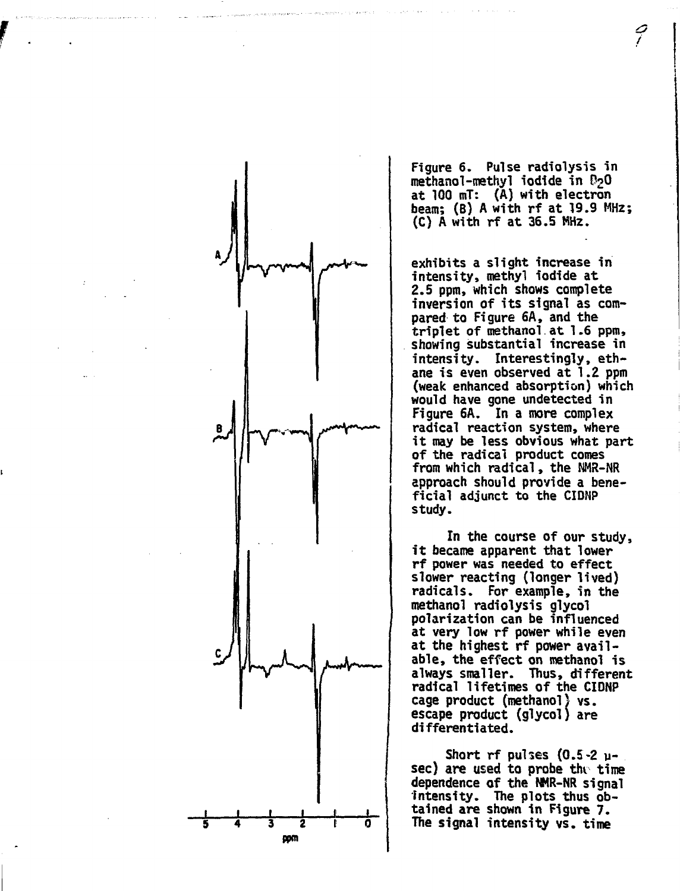Figure 6. Pulse radiolysis in methanol-methyl iodide in $D_2O$ at 100 mT: (A) with electron beam; (B) A with rf at 19.9 MHz; (C) A with rf at 36.5 MHz.

exhibits a slight increase in intensity, methyl iodide at 2.5 ppm, which shows complete inversion of its signal as compared to Figure 6A, and the triplet of methanol at 1.6 ppm, showing substantial increase in intensity. Interestingly, ethane is even observed at 1.2 ppm (weak enhanced absorption) which would have gone undetected in Figure 6A. In a more complex radical reaction system, where it may be less obvious what part of the radical product comes from which radical, the NMR-NR approach should provide a beneficial adjunct to the CIDNP study.

In the course of our study, it became apparent that lower rf power was needed to effect slower reacting (longer lived) radicals. For example, in the methanol radiolysis glycol polarization can be influenced at very low rf power while even at the highest rf power available, the effect on methanol is always smaller. Thus, different radical lifetimes of the CIDNP cage product (methanol) vs. escape product (glycol) are differentiated.

Short rf pulses (0.5-2 μsec) are used to probe the time dependence of the NMR-NR signal intensity. The plots thus obtained are shown in Figure 7. The signal intensity vs. time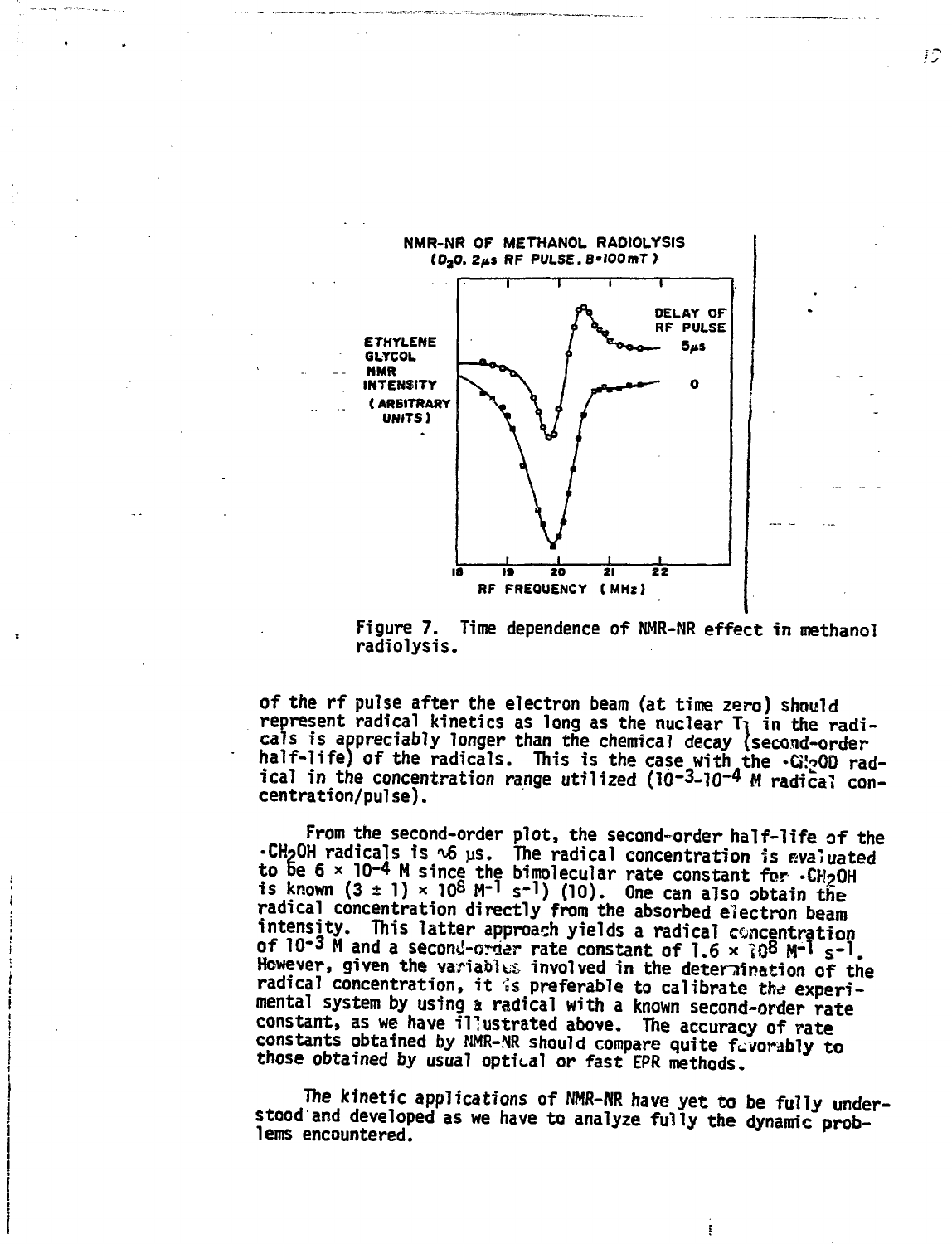Figure 7. Time dependence of NMR-NR effect in methanol radiolysis.

of the rf pulse after the electron beam (at time zero) should represent radical kinetics as long as the nuclear $T_1$ in the radicals is appreciably longer than the chemical decay (second-order half-life) of the radicals. This is the case with the $\cdot CH_2OD$ radical in the concentration range utilized ($10^{-3}$-$10^{-4}$ M radical concentration/pulse).

From the second-order plot, the second-order half-life of the $\cdot CH_2OH$ radicals is ~6 μs. The radical concentration is evaluated to be $6 \times 10^{-4}$ M since the bimolecular rate constant for $\cdot CH_2OH$ is known ($(3 \pm 1) \times 10^8$ $M^{-1}$ $s^{-1}$) (10). One can also obtain the radical concentration directly from the absorbed electron beam intensity. This latter approach yields a radical concentration of $10^{-3}$ M and a second-order rate constant of $1.6 \times 10^8$ $M^{-1}$ $s^{-1}$. However, given the variables involved in the determination of the radical concentration, it is preferable to calibrate the experimental system by using a radical with a known second-order rate constant, as we have illustrated above. The accuracy of rate constants obtained by NMR-NR should compare quite favorably to those obtained by usual optical or fast EPR methods.

The kinetic applications of NMR-NR have yet to be fully understood and developed as we have to analyze fully the dynamic problems encountered.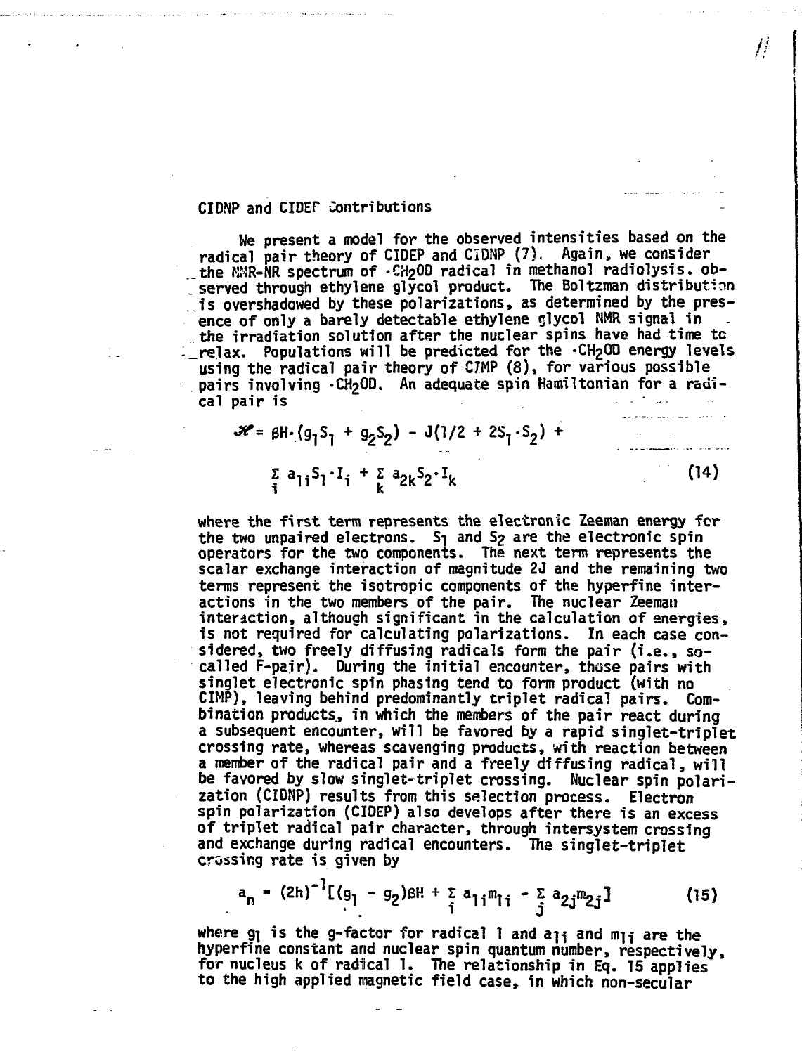## CIDNP and CIDEP Contributions

We present a model for the observed intensities based on the radical pair theory of CIDEP and CIDNP (7). Again, we consider the NMR-NR spectrum of $\cdot CH_2OD$ radical in methanol radiolysis, observed through ethylene glycol product. The Boltzman distribution is overshadowed by these polarizations, as determined by the presence of only a barely detectable ethylene glycol NMR signal in the irradiation solution after the nuclear spins have had time to relax. Populations will be predicted for the $\cdot CH_2OD$ energy levels using the radical pair theory of CIMP (8), for various possible pairs involving $\cdot CH_2OD$. An adequate spin Hamiltonian for a radical pair is

$$\mathscr{H} = \beta H \cdot (g_1 S_1 + g_2 S_2) - J(1/2 + 2S_1 \cdot S_2) + \sum_i a_{1i} S_1 \cdot I_i + \sum_k a_{2k} S_2 \cdot I_k \tag{14}$$

where the first term represents the electronic Zeeman energy for the two unpaired electrons. $S_1$ and $S_2$ are the electronic spin operators for the two components. The next term represents the scalar exchange interaction of magnitude 2J and the remaining two terms represent the isotropic components of the hyperfine interactions in the two members of the pair. The nuclear Zeeman interaction, although significant in the calculation of energies, is not required for calculating polarizations. In each case considered, two freely diffusing radicals form the pair (i.e., so-called F-pair). During the initial encounter, those pairs with singlet electronic spin phasing tend to form product (with no CIMP), leaving behind predominantly triplet radical pairs. Combination products, in which the members of the pair react during a subsequent encounter, will be favored by a rapid singlet-triplet crossing rate, whereas scavenging products, with reaction between a member of the radical pair and a freely diffusing radical, will be favored by slow singlet-triplet crossing. Nuclear spin polarization (CIDNP) results from this selection process. Electron spin polarization (CIDEP) also develops after there is an excess of triplet radical pair character, through intersystem crossing and exchange during radical encounters. The singlet-triplet crossing rate is given by

$$a_n = (2h)^{-1}[(g_1 - g_2)\beta H + \sum_i a_{1i} m_{1i} - \sum_j a_{2j} m_{2j}] \tag{15}$$

where $g_1$ is the g-factor for radical 1 and $a_{1i}$ and $m_{1i}$ are the hyperfine constant and nuclear spin quantum number, respectively, for nucleus k of radical 1. The relationship in Eq. 15 applies to the high applied magnetic field case, in which non-secular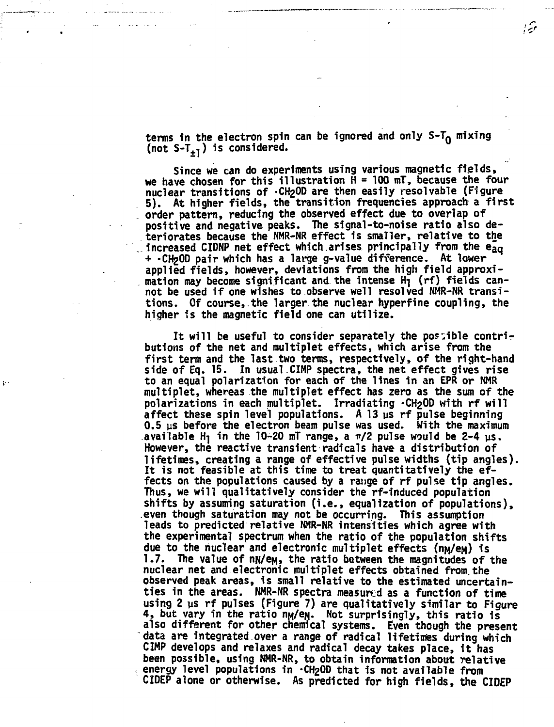terms in the electron spin can be ignored and only $S\text{-}T_0$ mixing (not $S\text{-}T_{\pm 1}$) is considered.

Since we can do experiments using various magnetic fields, we have chosen for this illustration $H = 100$ mT, because the four nuclear transitions of $\cdot CH_2OD$ are then easily resolvable (Figure 5). At higher fields, the transition frequencies approach a first order pattern, reducing the observed effect due to overlap of positive and negative peaks. The signal-to-noise ratio also deteriorates because the NMR-NR effect is smaller, relative to the increased CIDNP net effect which arises principally from the $e^-_{aq} + \cdot CH_2OD$ pair which has a large g-value difference. At lower applied fields, however, deviations from the high field approximation may become significant and the intense $H_1$ (rf) fields cannot be used if one wishes to observe well resolved NMR-NR transitions. Of course, the larger the nuclear hyperfine coupling, the higher is the magnetic field one can utilize.

It will be useful to consider separately the possible contributions of the net and multiplet effects, which arise from the first term and the last two terms, respectively, of the right-hand side of Eq. 15. In usual CIMP spectra, the net effect gives rise to an equal polarization for each of the lines in an EPR or NMR multiplet, whereas the multiplet effect has zero as the sum of the polarizations in each multiplet. Irradiating $\cdot CH_2OD$ with rf will affect these spin level populations. A 13 μs rf pulse beginning 0.5 μs before the electron beam pulse was used. With the maximum available $H_1$ in the 10-20 mT range, a $\pi/2$ pulse would be 2-4 μs. However, the reactive transient radicals have a distribution of lifetimes, creating a range of effective pulse widths (tip angles). It is not feasible at this time to treat quantitatively the effects on the populations caused by a range of rf pulse tip angles. Thus, we will qualitatively consider the rf-induced population shifts by assuming saturation (i.e., equalization of populations), even though saturation may not be occurring. This assumption leads to predicted relative NMR-NR intensities which agree with the experimental spectrum when the ratio of the population shifts due to the nuclear and electronic multiplet effects ($n_M/e_M$) is 1.7. The value of $n_N/e_M$, the ratio between the magnitudes of the nuclear net and electronic multiplet effects obtained from the observed peak areas, is small relative to the estimated uncertainties in the areas. NMR-NR spectra measured as a function of time using 2 μs rf pulses (Figure 7) are qualitatively similar to Figure 4, but vary in the ratio $n_M/e_M$. Not surprisingly, this ratio is also different for other chemical systems. Even though the present data are integrated over a range of radical lifetimes during which CIMP develops and relaxes and radical decay takes place, it has been possible, using NMR-NR, to obtain information about relative energy level populations in $\cdot CH_2OD$ that is not available from CIDEP alone or otherwise. As predicted for high fields, the CIDEP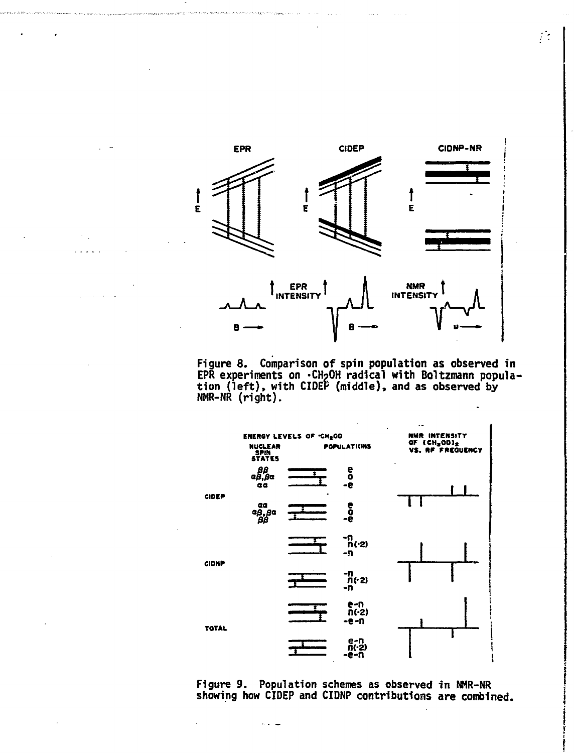Figure 8. Comparison of spin population as observed in EPR experiments on $\cdot CH_2OH$ radical with Boltzmann population (left), with CIDEP (middle), and as observed by NMR-NR (right).

Figure 9. Population schemes as observed in NMR-NR showing how CIDEP and CIDNP contributions are combined.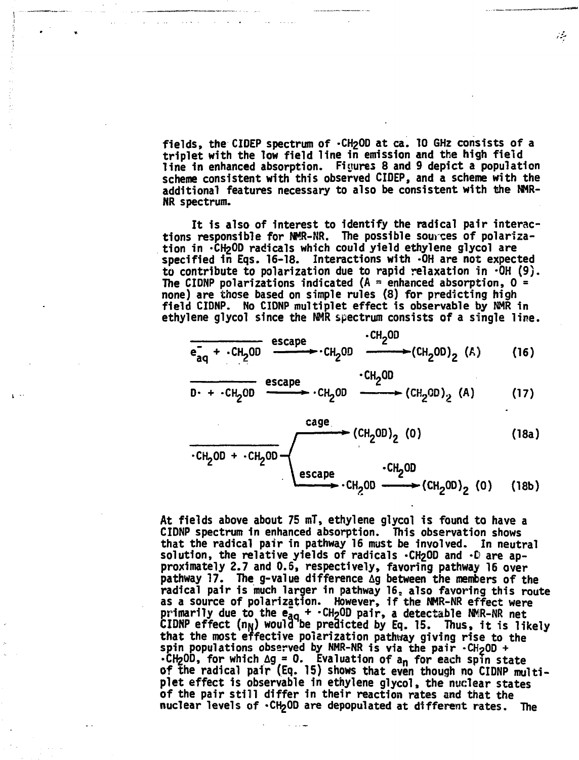fields, the CIDEP spectrum of $\cdot CH_2OD$ at ca. 10 GHz consists of a triplet with the low field line in emission and the high field line in enhanced absorption. Figures 8 and 9 depict a population scheme consistent with this observed CIDEP, and a scheme with the additional features necessary to also be consistent with the NMR-NR spectrum.

It is also of interest to identify the radical pair interactions responsible for NMR-NR. The possible sources of polarization in $\cdot CH_2OD$ radicals which could yield ethylene glycol are specified in Eqs. 16-18. Interactions with $\cdot OH$ are not expected to contribute to polarization due to rapid relaxation in $\cdot OH$ (9). The CIDNP polarizations indicated (A = enhanced absorption, 0 = none) are those based on simple rules (8) for predicting high field CIDNP. No CIDNP multiplet effect is observable by NMR in ethylene glycol since the NMR spectrum consists of a single line.

$$\overline{e^-_{aq} + \cdot CH_2OD} \xrightarrow{\text{escape}} \cdot CH_2OD \xrightarrow{\cdot CH_2OD} (CH_2OD)_2 \ (A) \qquad (16)$$

$$\overline{D\cdot + \cdot CH_2OD} \xrightarrow{\text{escape}} \cdot CH_2OD \xrightarrow{\cdot CH_2OD} (CH_2OD)_2 \ (A) \qquad (17)$$

$$\overline{\cdot CH_2OD + \cdot CH_2OD} \xrightarrow{\text{cage}} (CH_2OD)_2 \ (0) \qquad (18a)$$

$$\overline{\cdot CH_2OD + \cdot CH_2OD} \xrightarrow{\text{escape}} \cdot CH_2OD \xrightarrow{\cdot CH_2OD} (CH_2OD)_2 \ (0) \qquad (18b)$$

At fields above about 75 mT, ethylene glycol is found to have a CIDNP spectrum in enhanced absorption. This observation shows that the radical pair in pathway 16 must be involved. In neutral solution, the relative yields of radicals $\cdot CH_2OD$ and $\cdot D$ are approximately 2.7 and 0.6, respectively, favoring pathway 16 over pathway 17. The g-value difference $\Delta g$ between the members of the radical pair is much larger in pathway 16, also favoring this route as a source of polarization. However, if the NMR-NR effect were primarily due to the $e_{aq}$ + $\cdot CH_2OD$ pair, a detectable NMR-NR net CIDNP effect ($n_N$) would be predicted by Eq. 15. Thus, it is likely that the most effective polarization pathway giving rise to the spin populations observed by NMR-NR is via the pair $\cdot CH_2OD$ + $\cdot CH_2OD$, for which $\Delta g = 0$. Evaluation of $a_n$ for each spin state of the radical pair (Eq. 15) shows that even though no CIDNP multiplet effect is observable in ethylene glycol, the nuclear states of the pair still differ in their reaction rates and that the nuclear levels of $\cdot CH_2OD$ are depopulated at different rates. The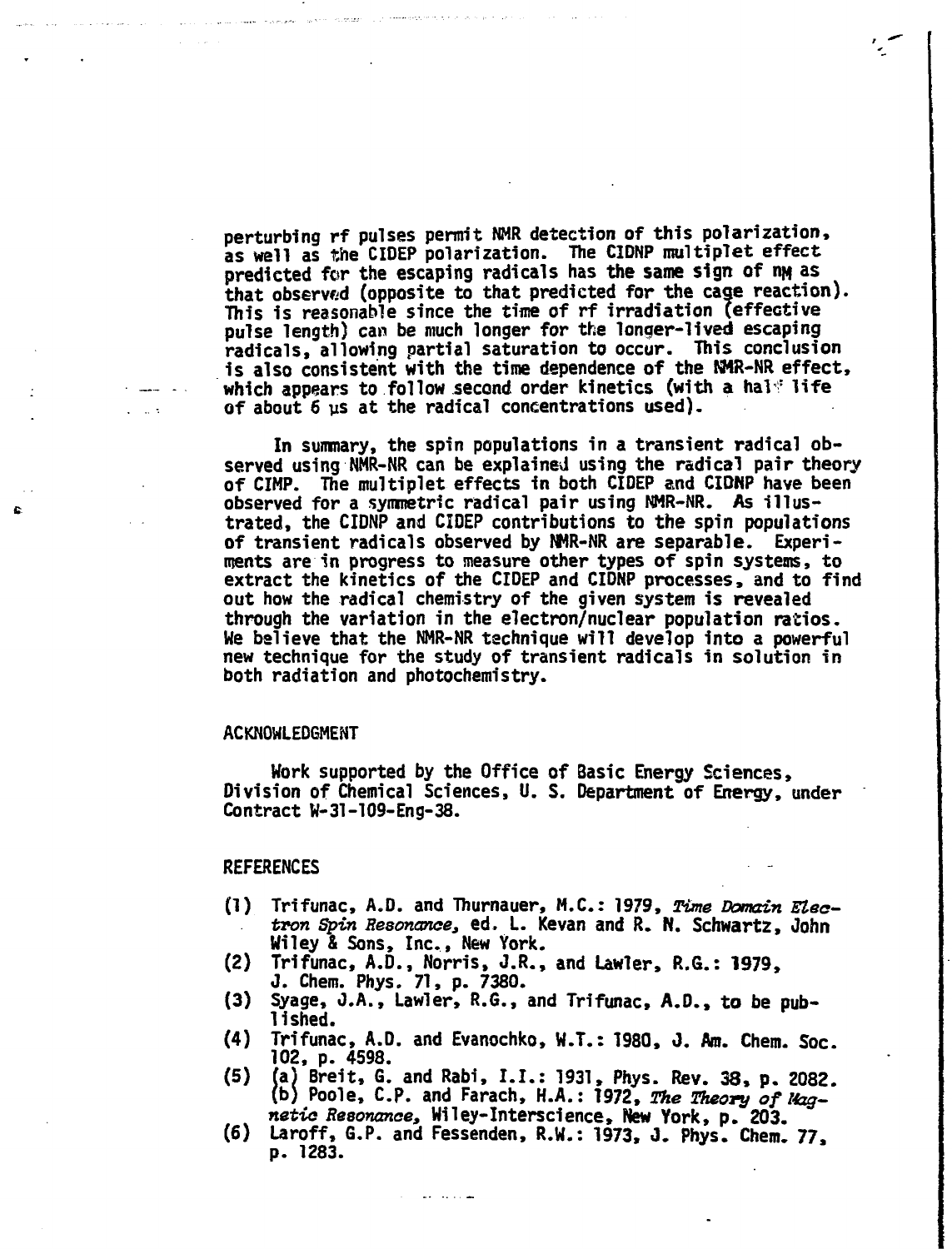perturbing rf pulses permit NMR detection of this polarization, as well as the CIDEP polarization. The CIDNP multiplet effect predicted for the escaping radicals has the same sign of $n_M$ as that observed (opposite to that predicted for the cage reaction). This is reasonable since the time of rf irradiation (effective pulse length) can be much longer for the longer-lived escaping radicals, allowing partial saturation to occur. This conclusion is also consistent with the time dependence of the NMR-NR effect, which appears to follow second order kinetics (with a half life of about 6 μs at the radical concentrations used).

In summary, the spin populations in a transient radical observed using NMR-NR can be explained using the radical pair theory of CIMP. The multiplet effects in both CIDEP and CIDNP have been observed for a symmetric radical pair using NMR-NR. As illustrated, the CIDNP and CIDEP contributions to the spin populations of transient radicals observed by NMR-NR are separable. Experiments are in progress to measure other types of spin systems, to extract the kinetics of the CIDEP and CIDNP processes, and to find out how the radical chemistry of the given system is revealed through the variation in the electron/nuclear population ratios. We believe that the NMR-NR technique will develop into a powerful new technique for the study of transient radicals in solution in both radiation and photochemistry.

## ACKNOWLEDGMENT

Work supported by the Office of Basic Energy Sciences, Division of Chemical Sciences, U. S. Department of Energy, under Contract W-31-109-Eng-38.

## REFERENCES

(1) Trifunac, A.D. and Thurnauer, M.C.: 1979, *Time Domain Electron Spin Resonance*, ed. L. Kevan and R. N. Schwartz, John Wiley & Sons, Inc., New York.

(2) Trifunac, A.D., Norris, J.R., and Lawler, R.G.: 1979, J. Chem. Phys. 71, p. 7380.

(3) Syage, J.A., Lawler, R.G., and Trifunac, A.D., to be published.

(4) Trifunac, A.D. and Evanochko, W.T.: 1980, J. Am. Chem. Soc. 102, p. 4598.

(5) (a) Breit, G. and Rabi, I.I.: 1931, Phys. Rev. 38, p. 2082. (b) Poole, C.P. and Farach, H.A.: 1972, *The Theory of Magnetic Resonance*, Wiley-Interscience, New York, p. 203.

(6) Laroff, G.P. and Fessenden, R.W.: 1973, J. Phys. Chem. 77, p. 1283.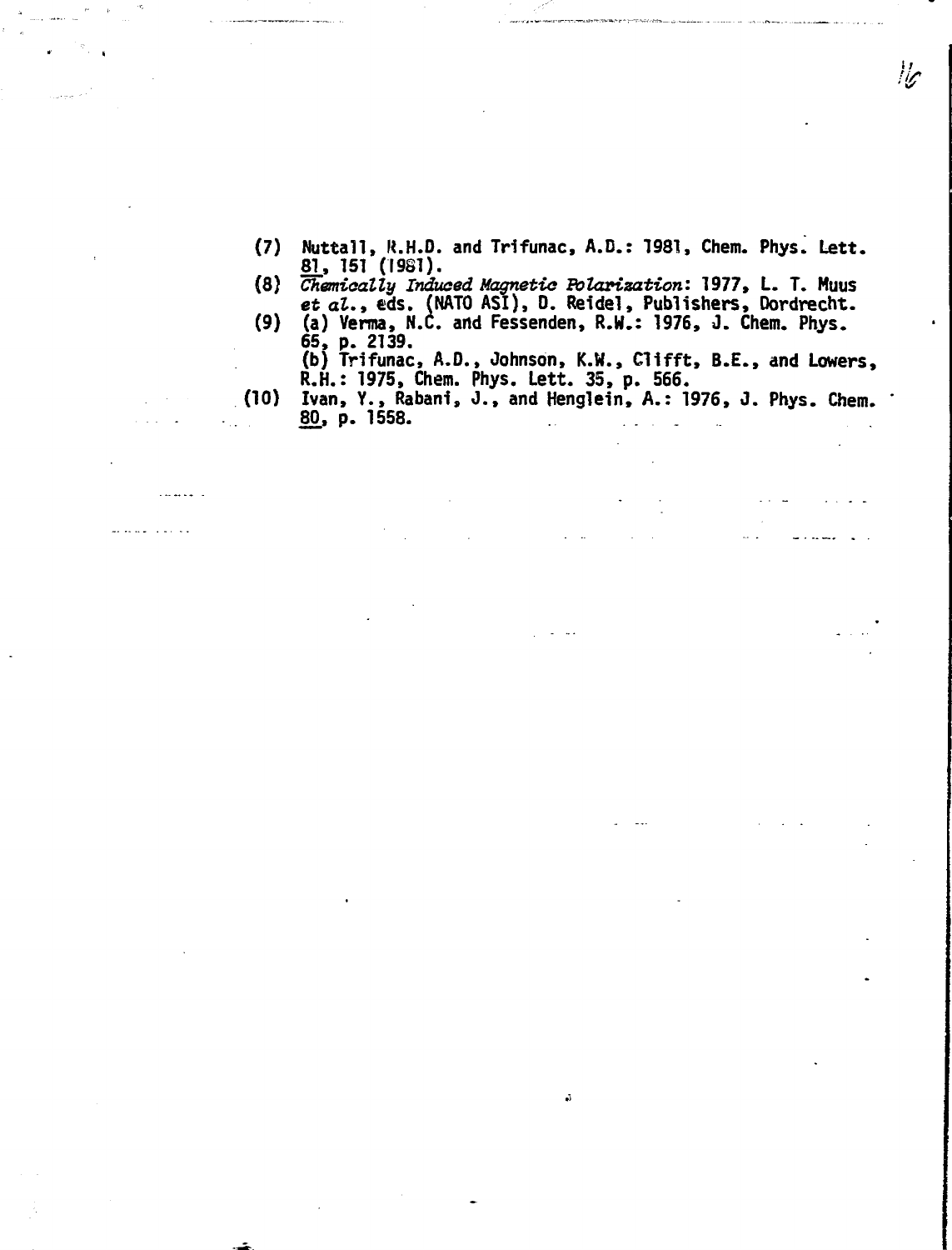(7) Nuttall, R.H.D. and Trifunac, A.D.: 1981, Chem. Phys. Lett. 81, 151 (1981).

(8) *Chemically Induced Magnetic Polarization*: 1977, L. T. Muus *et al.*, eds. (NATO ASI), D. Reidel, Publishers, Dordrecht.

(9) (a) Verma, N.C. and Fessenden, R.W.: 1976, J. Chem. Phys. 65, p. 2139.
(b) Trifunac, A.D., Johnson, K.W., Clifft, B.E., and Lowers, R.H.: 1975, Chem. Phys. Lett. 35, p. 566.

(10) Ivan, Y., Rabani, J., and Henglein, A.: 1976, J. Phys. Chem. 80, p. 1558.